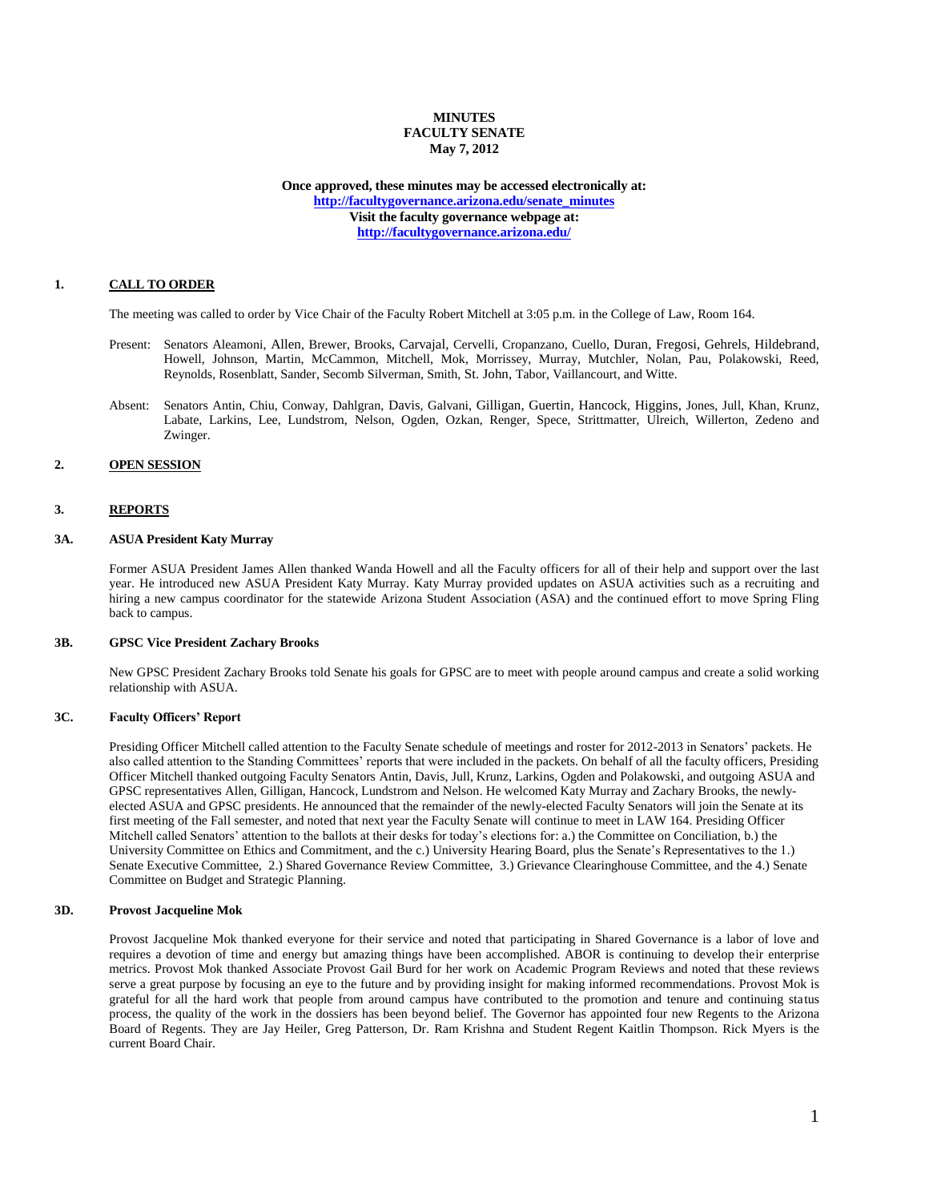**MINUTES**
**FACULTY SENATE**
**May 7, 2012**

**Once approved, these minutes may be accessed electronically at:**
**[http://facultygovernance.arizona.edu/senate_minutes](http://facultygovernance.arizona.edu/senate_minutes)**
**Visit the faculty governance webpage at:**
**[http://facultygovernance.arizona.edu/](http://facultygovernance.arizona.edu/)**

## 1. CALL TO ORDER

The meeting was called to order by Vice Chair of the Faculty Robert Mitchell at 3:05 p.m. in the College of Law, Room 164.

Present: Senators Aleamoni, Allen, Brewer, Brooks, Carvajal, Cervelli, Cropanzano, Cuello, Duran, Fregosi, Gehrels, Hildebrand, Howell, Johnson, Martin, McCammon, Mitchell, Mok, Morrissey, Murray, Mutchler, Nolan, Pau, Polakowski, Reed, Reynolds, Rosenblatt, Sander, Secomb Silverman, Smith, St. John, Tabor, Vaillancourt, and Witte.

Absent: Senators Antin, Chiu, Conway, Dahlgran, Davis, Galvani, Gilligan, Guertin, Hancock, Higgins, Jones, Jull, Khan, Krunz, Labate, Larkins, Lee, Lundstrom, Nelson, Ogden, Ozkan, Renger, Spece, Strittmatter, Ulreich, Willerton, Zedeno and Zwinger.

## 2. OPEN SESSION

## 3. REPORTS

### 3A. ASUA President Katy Murray

Former ASUA President James Allen thanked Wanda Howell and all the Faculty officers for all of their help and support over the last year. He introduced new ASUA President Katy Murray. Katy Murray provided updates on ASUA activities such as a recruiting and hiring a new campus coordinator for the statewide Arizona Student Association (ASA) and the continued effort to move Spring Fling back to campus.

### 3B. GPSC Vice President Zachary Brooks

New GPSC President Zachary Brooks told Senate his goals for GPSC are to meet with people around campus and create a solid working relationship with ASUA.

### 3C. Faculty Officers' Report

Presiding Officer Mitchell called attention to the Faculty Senate schedule of meetings and roster for 2012-2013 in Senators' packets. He also called attention to the Standing Committees' reports that were included in the packets. On behalf of all the faculty officers, Presiding Officer Mitchell thanked outgoing Faculty Senators Antin, Davis, Jull, Krunz, Larkins, Ogden and Polakowski, and outgoing ASUA and GPSC representatives Allen, Gilligan, Hancock, Lundstrom and Nelson. He welcomed Katy Murray and Zachary Brooks, the newly-elected ASUA and GPSC presidents. He announced that the remainder of the newly-elected Faculty Senators will join the Senate at its first meeting of the Fall semester, and noted that next year the Faculty Senate will continue to meet in LAW 164. Presiding Officer Mitchell called Senators' attention to the ballots at their desks for today's elections for: a.) the Committee on Conciliation, b.) the University Committee on Ethics and Commitment, and the c.) University Hearing Board, plus the Senate's Representatives to the 1.) Senate Executive Committee, 2.) Shared Governance Review Committee, 3.) Grievance Clearinghouse Committee, and the 4.) Senate Committee on Budget and Strategic Planning.

### 3D. Provost Jacqueline Mok

Provost Jacqueline Mok thanked everyone for their service and noted that participating in Shared Governance is a labor of love and requires a devotion of time and energy but amazing things have been accomplished. ABOR is continuing to develop their enterprise metrics. Provost Mok thanked Associate Provost Gail Burd for her work on Academic Program Reviews and noted that these reviews serve a great purpose by focusing an eye to the future and by providing insight for making informed recommendations. Provost Mok is grateful for all the hard work that people from around campus have contributed to the promotion and tenure and continuing status process, the quality of the work in the dossiers has been beyond belief. The Governor has appointed four new Regents to the Arizona Board of Regents. They are Jay Heiler, Greg Patterson, Dr. Ram Krishna and Student Regent Kaitlin Thompson. Rick Myers is the current Board Chair.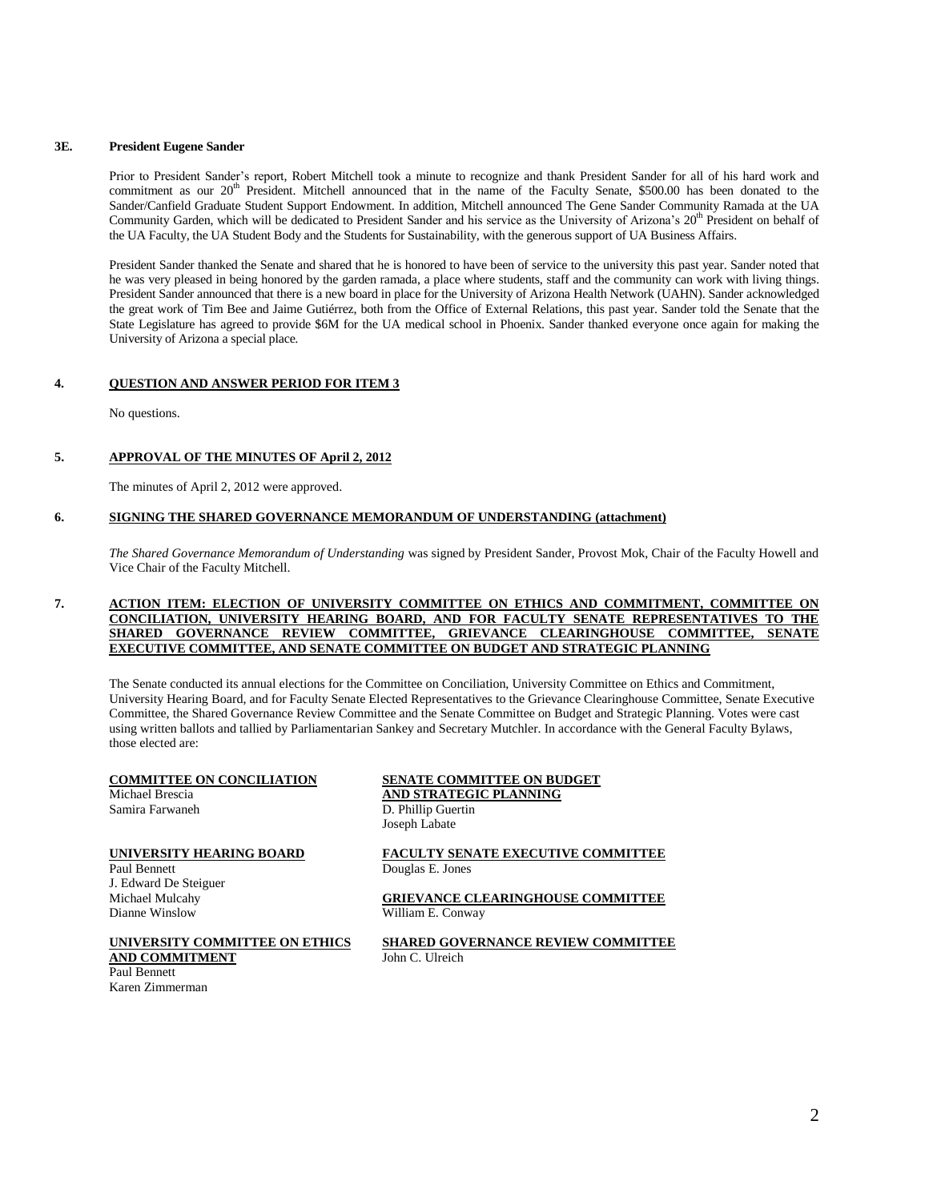**3E. President Eugene Sander**

Prior to President Sander's report, Robert Mitchell took a minute to recognize and thank President Sander for all of his hard work and commitment as our 20th President. Mitchell announced that in the name of the Faculty Senate, $500.00 has been donated to the Sander/Canfield Graduate Student Support Endowment. In addition, Mitchell announced The Gene Sander Community Ramada at the UA Community Garden, which will be dedicated to President Sander and his service as the University of Arizona's 20th President on behalf of the UA Faculty, the UA Student Body and the Students for Sustainability, with the generous support of UA Business Affairs.

President Sander thanked the Senate and shared that he is honored to have been of service to the university this past year. Sander noted that he was very pleased in being honored by the garden ramada, a place where students, staff and the community can work with living things. President Sander announced that there is a new board in place for the University of Arizona Health Network (UAHN). Sander acknowledged the great work of Tim Bee and Jaime Gutiérrez, both from the Office of External Relations, this past year. Sander told the Senate that the State Legislature has agreed to provide $6M for the UA medical school in Phoenix. Sander thanked everyone once again for making the University of Arizona a special place.

**4. QUESTION AND ANSWER PERIOD FOR ITEM 3**

No questions.

**5. APPROVAL OF THE MINUTES OF April 2, 2012**

The minutes of April 2, 2012 were approved.

**6. SIGNING THE SHARED GOVERNANCE MEMORANDUM OF UNDERSTANDING (attachment)**

*The Shared Governance Memorandum of Understanding* was signed by President Sander, Provost Mok, Chair of the Faculty Howell and Vice Chair of the Faculty Mitchell.

**7. ACTION ITEM: ELECTION OF UNIVERSITY COMMITTEE ON ETHICS AND COMMITMENT, COMMITTEE ON CONCILIATION, UNIVERSITY HEARING BOARD, AND FOR FACULTY SENATE REPRESENTATIVES TO THE SHARED GOVERNANCE REVIEW COMMITTEE, GRIEVANCE CLEARINGHOUSE COMMITTEE, SENATE EXECUTIVE COMMITTEE, AND SENATE COMMITTEE ON BUDGET AND STRATEGIC PLANNING**

The Senate conducted its annual elections for the Committee on Conciliation, University Committee on Ethics and Commitment, University Hearing Board, and for Faculty Senate Elected Representatives to the Grievance Clearinghouse Committee, Senate Executive Committee, the Shared Governance Review Committee and the Senate Committee on Budget and Strategic Planning. Votes were cast using written ballots and tallied by Parliamentarian Sankey and Secretary Mutchler. In accordance with the General Faculty Bylaws, those elected are:

**COMMITTEE ON CONCILIATION**
Michael Brescia
Samira Farwaneh

**UNIVERSITY HEARING BOARD**
Paul Bennett
J. Edward De Steiguer
Michael Mulcahy
Dianne Winslow

**UNIVERSITY COMMITTEE ON ETHICS AND COMMITMENT**
Paul Bennett
Karen Zimmerman

**SENATE COMMITTEE ON BUDGET AND STRATEGIC PLANNING**
D. Phillip Guertin
Joseph Labate

**FACULTY SENATE EXECUTIVE COMMITTEE**
Douglas E. Jones

**GRIEVANCE CLEARINGHOUSE COMMITTEE**
William E. Conway

**SHARED GOVERNANCE REVIEW COMMITTEE**
John C. Ulreich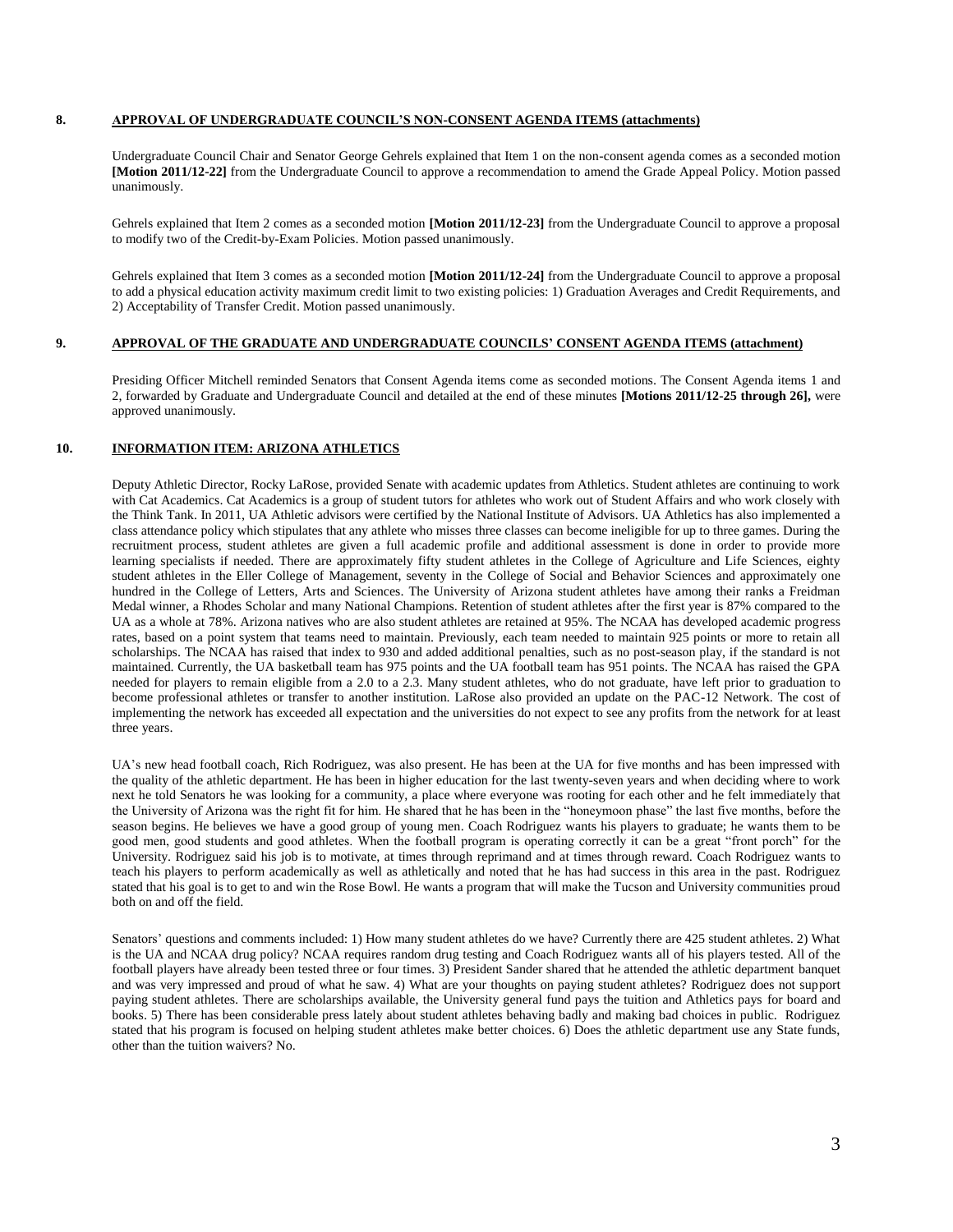## 8. APPROVAL OF UNDERGRADUATE COUNCIL'S NON-CONSENT AGENDA ITEMS (attachments)

Undergraduate Council Chair and Senator George Gehrels explained that Item 1 on the non-consent agenda comes as a seconded motion **[Motion 2011/12-22]** from the Undergraduate Council to approve a recommendation to amend the Grade Appeal Policy. Motion passed unanimously.

Gehrels explained that Item 2 comes as a seconded motion **[Motion 2011/12-23]** from the Undergraduate Council to approve a proposal to modify two of the Credit-by-Exam Policies. Motion passed unanimously.

Gehrels explained that Item 3 comes as a seconded motion **[Motion 2011/12-24]** from the Undergraduate Council to approve a proposal to add a physical education activity maximum credit limit to two existing policies: 1) Graduation Averages and Credit Requirements, and 2) Acceptability of Transfer Credit. Motion passed unanimously.

## 9. APPROVAL OF THE GRADUATE AND UNDERGRADUATE COUNCILS' CONSENT AGENDA ITEMS (attachment)

Presiding Officer Mitchell reminded Senators that Consent Agenda items come as seconded motions. The Consent Agenda items 1 and 2, forwarded by Graduate and Undergraduate Council and detailed at the end of these minutes **[Motions 2011/12-25 through 26],** were approved unanimously.

## 10. INFORMATION ITEM: ARIZONA ATHLETICS

Deputy Athletic Director, Rocky LaRose, provided Senate with academic updates from Athletics. Student athletes are continuing to work with Cat Academics. Cat Academics is a group of student tutors for athletes who work out of Student Affairs and who work closely with the Think Tank. In 2011, UA Athletic advisors were certified by the National Institute of Advisors. UA Athletics has also implemented a class attendance policy which stipulates that any athlete who misses three classes can become ineligible for up to three games. During the recruitment process, student athletes are given a full academic profile and additional assessment is done in order to provide more learning specialists if needed. There are approximately fifty student athletes in the College of Agriculture and Life Sciences, eighty student athletes in the Eller College of Management, seventy in the College of Social and Behavior Sciences and approximately one hundred in the College of Letters, Arts and Sciences. The University of Arizona student athletes have among their ranks a Freidman Medal winner, a Rhodes Scholar and many National Champions. Retention of student athletes after the first year is 87% compared to the UA as a whole at 78%. Arizona natives who are also student athletes are retained at 95%. The NCAA has developed academic progress rates, based on a point system that teams need to maintain. Previously, each team needed to maintain 925 points or more to retain all scholarships. The NCAA has raised that index to 930 and added additional penalties, such as no post-season play, if the standard is not maintained. Currently, the UA basketball team has 975 points and the UA football team has 951 points. The NCAA has raised the GPA needed for players to remain eligible from a 2.0 to a 2.3. Many student athletes, who do not graduate, have left prior to graduation to become professional athletes or transfer to another institution. LaRose also provided an update on the PAC-12 Network. The cost of implementing the network has exceeded all expectation and the universities do not expect to see any profits from the network for at least three years.

UA's new head football coach, Rich Rodriguez, was also present. He has been at the UA for five months and has been impressed with the quality of the athletic department. He has been in higher education for the last twenty-seven years and when deciding where to work next he told Senators he was looking for a community, a place where everyone was rooting for each other and he felt immediately that the University of Arizona was the right fit for him. He shared that he has been in the "honeymoon phase" the last five months, before the season begins. He believes we have a good group of young men. Coach Rodriguez wants his players to graduate; he wants them to be good men, good students and good athletes. When the football program is operating correctly it can be a great "front porch" for the University. Rodriguez said his job is to motivate, at times through reprimand and at times through reward. Coach Rodriguez wants to teach his players to perform academically as well as athletically and noted that he has had success in this area in the past. Rodriguez stated that his goal is to get to and win the Rose Bowl. He wants a program that will make the Tucson and University communities proud both on and off the field.

Senators' questions and comments included: 1) How many student athletes do we have? Currently there are 425 student athletes. 2) What is the UA and NCAA drug policy? NCAA requires random drug testing and Coach Rodriguez wants all of his players tested. All of the football players have already been tested three or four times. 3) President Sander shared that he attended the athletic department banquet and was very impressed and proud of what he saw. 4) What are your thoughts on paying student athletes? Rodriguez does not support paying student athletes. There are scholarships available, the University general fund pays the tuition and Athletics pays for board and books. 5) There has been considerable press lately about student athletes behaving badly and making bad choices in public. Rodriguez stated that his program is focused on helping student athletes make better choices. 6) Does the athletic department use any State funds, other than the tuition waivers? No.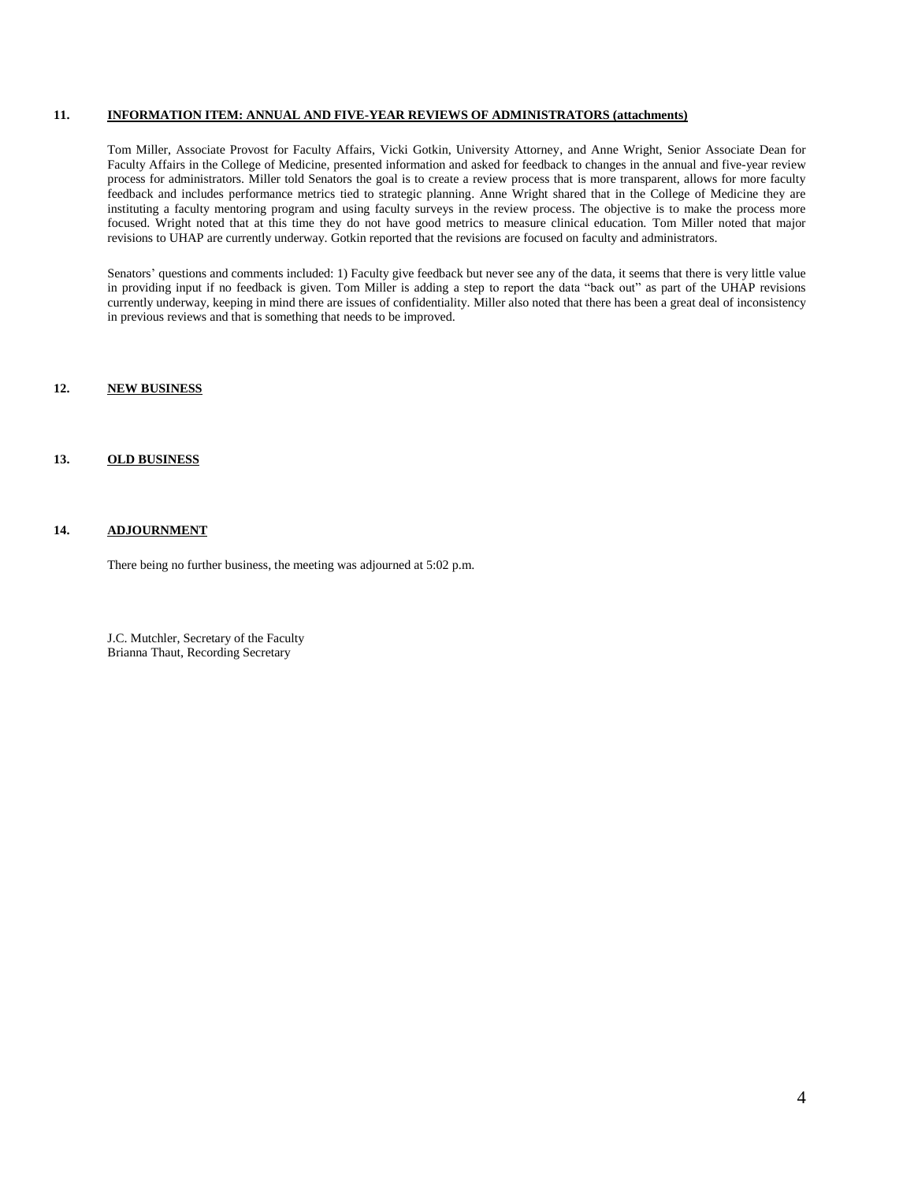## 11. INFORMATION ITEM: ANNUAL AND FIVE-YEAR REVIEWS OF ADMINISTRATORS (attachments)

Tom Miller, Associate Provost for Faculty Affairs, Vicki Gotkin, University Attorney, and Anne Wright, Senior Associate Dean for Faculty Affairs in the College of Medicine, presented information and asked for feedback to changes in the annual and five-year review process for administrators. Miller told Senators the goal is to create a review process that is more transparent, allows for more faculty feedback and includes performance metrics tied to strategic planning. Anne Wright shared that in the College of Medicine they are instituting a faculty mentoring program and using faculty surveys in the review process. The objective is to make the process more focused. Wright noted that at this time they do not have good metrics to measure clinical education. Tom Miller noted that major revisions to UHAP are currently underway. Gotkin reported that the revisions are focused on faculty and administrators.

Senators' questions and comments included: 1) Faculty give feedback but never see any of the data, it seems that there is very little value in providing input if no feedback is given. Tom Miller is adding a step to report the data "back out" as part of the UHAP revisions currently underway, keeping in mind there are issues of confidentiality. Miller also noted that there has been a great deal of inconsistency in previous reviews and that is something that needs to be improved.

## 12. NEW BUSINESS

## 13. OLD BUSINESS

## 14. ADJOURNMENT

There being no further business, the meeting was adjourned at 5:02 p.m.

J.C. Mutchler, Secretary of the Faculty
Brianna Thaut, Recording Secretary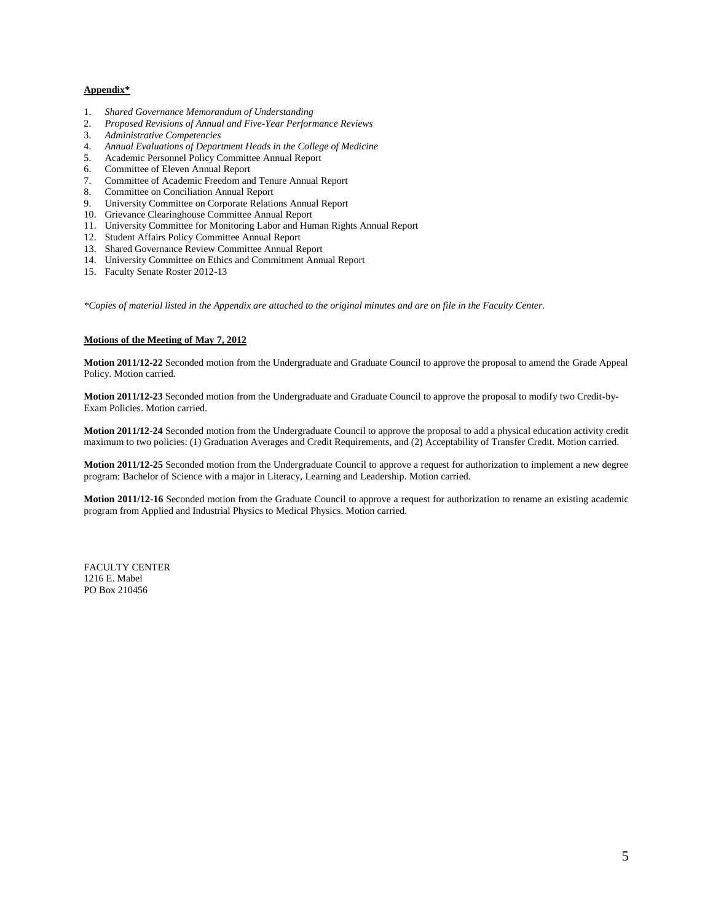**Appendix***

1. *Shared Governance Memorandum of Understanding*
2. *Proposed Revisions of Annual and Five-Year Performance Reviews*
3. *Administrative Competencies*
4. *Annual Evaluations of Department Heads in the College of Medicine*
5. Academic Personnel Policy Committee Annual Report
6. Committee of Eleven Annual Report
7. Committee of Academic Freedom and Tenure Annual Report
8. Committee on Conciliation Annual Report
9. University Committee on Corporate Relations Annual Report
10. Grievance Clearinghouse Committee Annual Report
11. University Committee for Monitoring Labor and Human Rights Annual Report
12. Student Affairs Policy Committee Annual Report
13. Shared Governance Review Committee Annual Report
14. University Committee on Ethics and Commitment Annual Report
15. Faculty Senate Roster 2012-13

*\*Copies of material listed in the Appendix are attached to the original minutes and are on file in the Faculty Center.*

**Motions of the Meeting of May 7, 2012**

**Motion 2011/12-22** Seconded motion from the Undergraduate and Graduate Council to approve the proposal to amend the Grade Appeal Policy. Motion carried.

**Motion 2011/12-23** Seconded motion from the Undergraduate and Graduate Council to approve the proposal to modify two Credit-by-Exam Policies. Motion carried.

**Motion 2011/12-24** Seconded motion from the Undergraduate Council to approve the proposal to add a physical education activity credit maximum to two policies: (1) Graduation Averages and Credit Requirements, and (2) Acceptability of Transfer Credit. Motion carried.

**Motion 2011/12-25** Seconded motion from the Undergraduate Council to approve a request for authorization to implement a new degree program: Bachelor of Science with a major in Literacy, Learning and Leadership. Motion carried.

**Motion 2011/12-16** Seconded motion from the Graduate Council to approve a request for authorization to rename an existing academic program from Applied and Industrial Physics to Medical Physics. Motion carried.

FACULTY CENTER
1216 E. Mabel
PO Box 210456